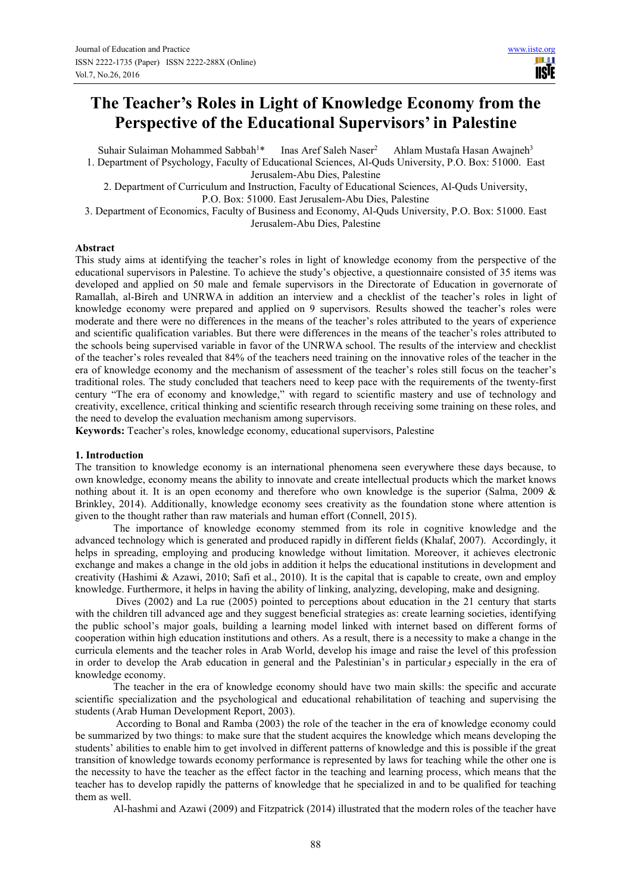# The Teacher's Roles in Light of Knowledge Economy from the Perspective of the Educational Supervisors' in Palestine

Suhair Sulaiman Mohammed Sabbah[1]* Inas Aref Saleh Naser[2] Ahlam Mustafa Hasan Awajneh[3]

1. Department of Psychology, Faculty of Educational Sciences, Al-Quds University, P.O. Box: 51000. East Jerusalem-Abu Dies, Palestine
2. Department of Curriculum and Instruction, Faculty of Educational Sciences, Al-Quds University, P.O. Box: 51000. East Jerusalem-Abu Dies, Palestine
3. Department of Economics, Faculty of Business and Economy, Al-Quds University, P.O. Box: 51000. East Jerusalem-Abu Dies, Palestine

## Abstract

This study aims at identifying the teacher's roles in light of knowledge economy from the perspective of the educational supervisors in Palestine. To achieve the study's objective, a questionnaire consisted of 35 items was developed and applied on 50 male and female supervisors in the Directorate of Education in governorate of Ramallah, al-Bireh and UNRWA in addition an interview and a checklist of the teacher's roles in light of knowledge economy were prepared and applied on 9 supervisors. Results showed the teacher's roles were moderate and there were no differences in the means of the teacher's roles attributed to the years of experience and scientific qualification variables. But there were differences in the means of the teacher's roles attributed to the schools being supervised variable in favor of the UNRWA school. The results of the interview and checklist of the teacher's roles revealed that 84% of the teachers need training on the innovative roles of the teacher in the era of knowledge economy and the mechanism of assessment of the teacher's roles still focus on the teacher's traditional roles. The study concluded that teachers need to keep pace with the requirements of the twenty-first century "The era of economy and knowledge," with regard to scientific mastery and use of technology and creativity, excellence, critical thinking and scientific research through receiving some training on these roles, and the need to develop the evaluation mechanism among supervisors.

**Keywords:** Teacher's roles, knowledge economy, educational supervisors, Palestine

## 1. Introduction

The transition to knowledge economy is an international phenomena seen everywhere these days because, to own knowledge, economy means the ability to innovate and create intellectual products which the market knows nothing about it. It is an open economy and therefore who own knowledge is the superior (Salma, 2009 & Brinkley, 2014). Additionally, knowledge economy sees creativity as the foundation stone where attention is given to the thought rather than raw materials and human effort (Connell, 2015).

The importance of knowledge economy stemmed from its role in cognitive knowledge and the advanced technology which is generated and produced rapidly in different fields (Khalaf, 2007). Accordingly, it helps in spreading, employing and producing knowledge without limitation. Moreover, it achieves electronic exchange and makes a change in the old jobs in addition it helps the educational institutions in development and creativity (Hashimi & Azawi, 2010; Safi et al., 2010). It is the capital that is capable to create, own and employ knowledge. Furthermore, it helps in having the ability of linking, analyzing, developing, make and designing.

Dives (2002) and La rue (2005) pointed to perceptions about education in the 21 century that starts with the children till advanced age and they suggest beneficial strategies as: create learning societies, identifying the public school's major goals, building a learning model linked with internet based on different forms of cooperation within high education institutions and others. As a result, there is a necessity to make a change in the curricula elements and the teacher roles in Arab World, develop his image and raise the level of this profession in order to develop the Arab education in general and the Palestinian's in particularو especially in the era of knowledge economy.

The teacher in the era of knowledge economy should have two main skills: the specific and accurate scientific specialization and the psychological and educational rehabilitation of teaching and supervising the students (Arab Human Development Report, 2003).

According to Bonal and Ramba (2003) the role of the teacher in the era of knowledge economy could be summarized by two things: to make sure that the student acquires the knowledge which means developing the students' abilities to enable him to get involved in different patterns of knowledge and this is possible if the great transition of knowledge towards economy performance is represented by laws for teaching while the other one is the necessity to have the teacher as the effect factor in the teaching and learning process, which means that the teacher has to develop rapidly the patterns of knowledge that he specialized in and to be qualified for teaching them as well.

Al-hashmi and Azawi (2009) and Fitzpatrick (2014) illustrated that the modern roles of the teacher have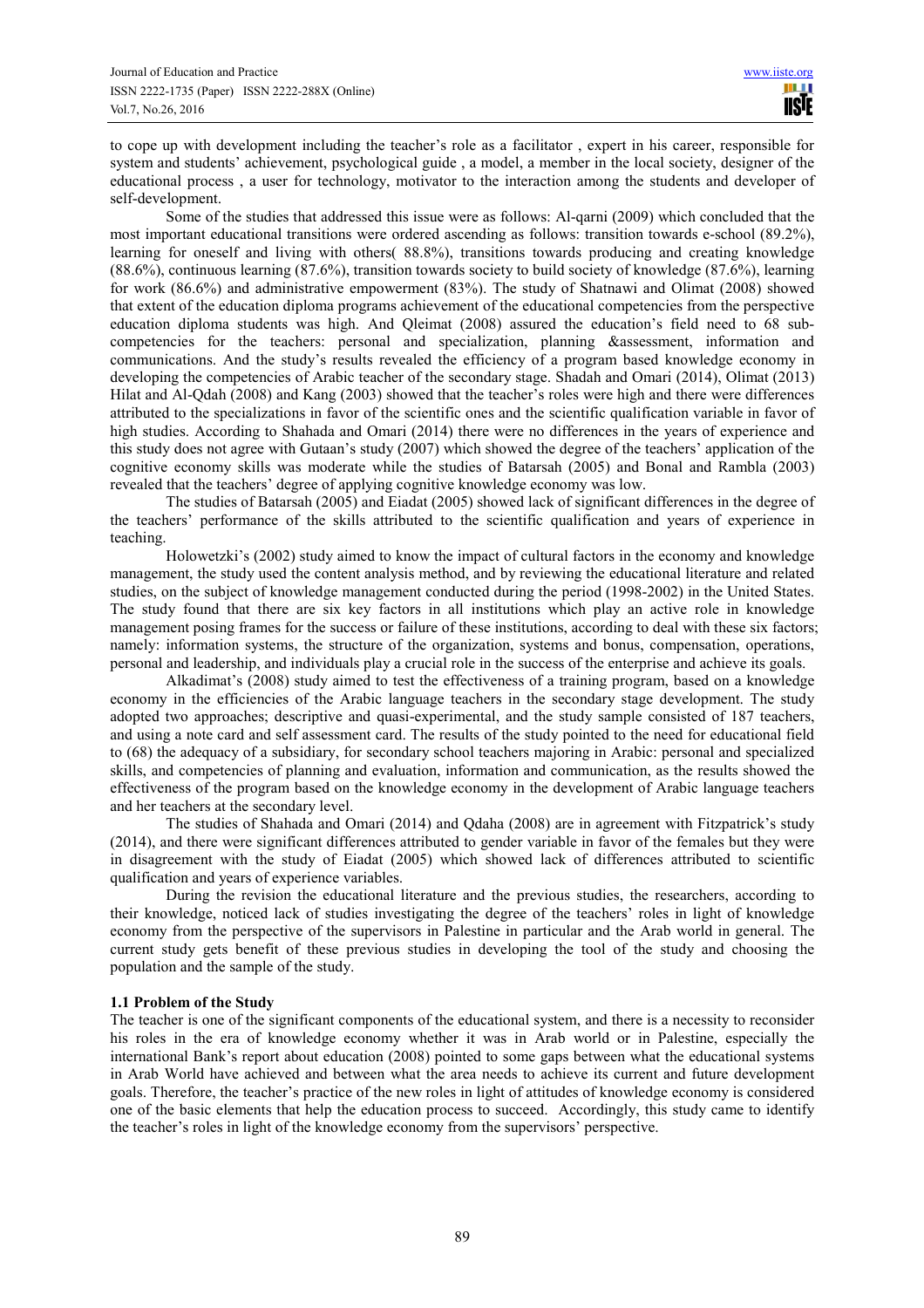to cope up with development including the teacher's role as a facilitator , expert in his career, responsible for system and students' achievement, psychological guide , a model, a member in the local society, designer of the educational process , a user for technology, motivator to the interaction among the students and developer of self-development.

Some of the studies that addressed this issue were as follows: Al-qarni (2009) which concluded that the most important educational transitions were ordered ascending as follows: transition towards e-school (89.2%), learning for oneself and living with others( 88.8%), transitions towards producing and creating knowledge (88.6%), continuous learning (87.6%), transition towards society to build society of knowledge (87.6%), learning for work (86.6%) and administrative empowerment (83%). The study of Shatnawi and Olimat (2008) showed that extent of the education diploma programs achievement of the educational competencies from the perspective education diploma students was high. And Qleimat (2008) assured the education's field need to 68 sub-competencies for the teachers: personal and specialization, planning &assessment, information and communications. And the study's results revealed the efficiency of a program based knowledge economy in developing the competencies of Arabic teacher of the secondary stage. Shadah and Omari (2014), Olimat (2013) Hilat and Al-Qdah (2008) and Kang (2003) showed that the teacher's roles were high and there were differences attributed to the specializations in favor of the scientific ones and the scientific qualification variable in favor of high studies. According to Shahada and Omari (2014) there were no differences in the years of experience and this study does not agree with Gutaan's study (2007) which showed the degree of the teachers' application of the cognitive economy skills was moderate while the studies of Batarsah (2005) and Bonal and Rambla (2003) revealed that the teachers' degree of applying cognitive knowledge economy was low.

The studies of Batarsah (2005) and Eiadat (2005) showed lack of significant differences in the degree of the teachers' performance of the skills attributed to the scientific qualification and years of experience in teaching.

Holowetzki's (2002) study aimed to know the impact of cultural factors in the economy and knowledge management, the study used the content analysis method, and by reviewing the educational literature and related studies, on the subject of knowledge management conducted during the period (1998-2002) in the United States. The study found that there are six key factors in all institutions which play an active role in knowledge management posing frames for the success or failure of these institutions, according to deal with these six factors; namely: information systems, the structure of the organization, systems and bonus, compensation, operations, personal and leadership, and individuals play a crucial role in the success of the enterprise and achieve its goals.

Alkadimat's (2008) study aimed to test the effectiveness of a training program, based on a knowledge economy in the efficiencies of the Arabic language teachers in the secondary stage development. The study adopted two approaches; descriptive and quasi-experimental, and the study sample consisted of 187 teachers, and using a note card and self assessment card. The results of the study pointed to the need for educational field to (68) the adequacy of a subsidiary, for secondary school teachers majoring in Arabic: personal and specialized skills, and competencies of planning and evaluation, information and communication, as the results showed the effectiveness of the program based on the knowledge economy in the development of Arabic language teachers and her teachers at the secondary level.

The studies of Shahada and Omari (2014) and Qdaha (2008) are in agreement with Fitzpatrick's study (2014), and there were significant differences attributed to gender variable in favor of the females but they were in disagreement with the study of Eiadat (2005) which showed lack of differences attributed to scientific qualification and years of experience variables.

During the revision the educational literature and the previous studies, the researchers, according to their knowledge, noticed lack of studies investigating the degree of the teachers' roles in light of knowledge economy from the perspective of the supervisors in Palestine in particular and the Arab world in general. The current study gets benefit of these previous studies in developing the tool of the study and choosing the population and the sample of the study.

### 1.1 Problem of the Study

The teacher is one of the significant components of the educational system, and there is a necessity to reconsider his roles in the era of knowledge economy whether it was in Arab world or in Palestine, especially the international Bank's report about education (2008) pointed to some gaps between what the educational systems in Arab World have achieved and between what the area needs to achieve its current and future development goals. Therefore, the teacher's practice of the new roles in light of attitudes of knowledge economy is considered one of the basic elements that help the education process to succeed. Accordingly, this study came to identify the teacher's roles in light of the knowledge economy from the supervisors' perspective.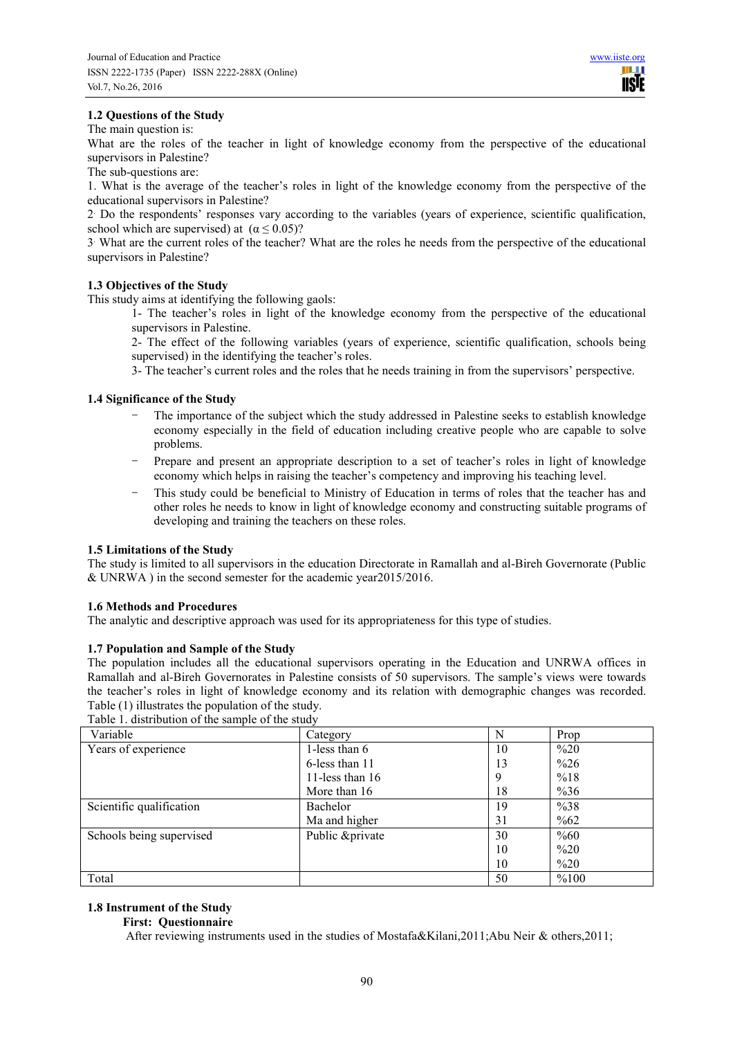### 1.2 Questions of the Study

The main question is:

What are the roles of the teacher in light of knowledge economy from the perspective of the educational supervisors in Palestine?

The sub-questions are:

1. What is the average of the teacher's roles in light of the knowledge economy from the perspective of the educational supervisors in Palestine?

2. Do the respondents' responses vary according to the variables (years of experience, scientific qualification, school which are supervised) at ($\alpha \leq 0.05$)?

3. What are the current roles of the teacher? What are the roles he needs from the perspective of the educational supervisors in Palestine?

### 1.3 Objectives of the Study

This study aims at identifying the following gaols:

1- The teacher's roles in light of the knowledge economy from the perspective of the educational supervisors in Palestine.

2- The effect of the following variables (years of experience, scientific qualification, schools being supervised) in the identifying the teacher's roles.

3- The teacher's current roles and the roles that he needs training in from the supervisors' perspective.

### 1.4 Significance of the Study

- The importance of the subject which the study addressed in Palestine seeks to establish knowledge economy especially in the field of education including creative people who are capable to solve problems.
- Prepare and present an appropriate description to a set of teacher's roles in light of knowledge economy which helps in raising the teacher's competency and improving his teaching level.
- This study could be beneficial to Ministry of Education in terms of roles that the teacher has and other roles he needs to know in light of knowledge economy and constructing suitable programs of developing and training the teachers on these roles.

### 1.5 Limitations of the Study

The study is limited to all supervisors in the education Directorate in Ramallah and al-Bireh Governorate (Public & UNRWA ) in the second semester for the academic year2015/2016.

### 1.6 Methods and Procedures

The analytic and descriptive approach was used for its appropriateness for this type of studies.

### 1.7 Population and Sample of the Study

The population includes all the educational supervisors operating in the Education and UNRWA offices in Ramallah and al-Bireh Governorates in Palestine consists of 50 supervisors. The sample's views were towards the teacher's roles in light of knowledge economy and its relation with demographic changes was recorded. Table (1) illustrates the population of the study.

Table 1. distribution of the sample of the study

| Variable | Category | N | Prop |
|---|---|---|---|
| Years of experience | 1-less than 6 | 10 | %20 |
| | 6-less than 11 | 13 | %26 |
| | 11-less than 16 | 9 | %18 |
| | More than 16 | 18 | %36 |
| Scientific qualification | Bachelor | 19 | %38 |
| | Ma and higher | 31 | %62 |
| Schools being supervised | Public &private | 30 | %60 |
| | | 10 | %20 |
| | | 10 | %20 |
| Total | | 50 | %100 |

### 1.8 Instrument of the Study

**First: Questionnaire**

After reviewing instruments used in the studies of Mostafa&Kilani,2011;Abu Neir & others,2011;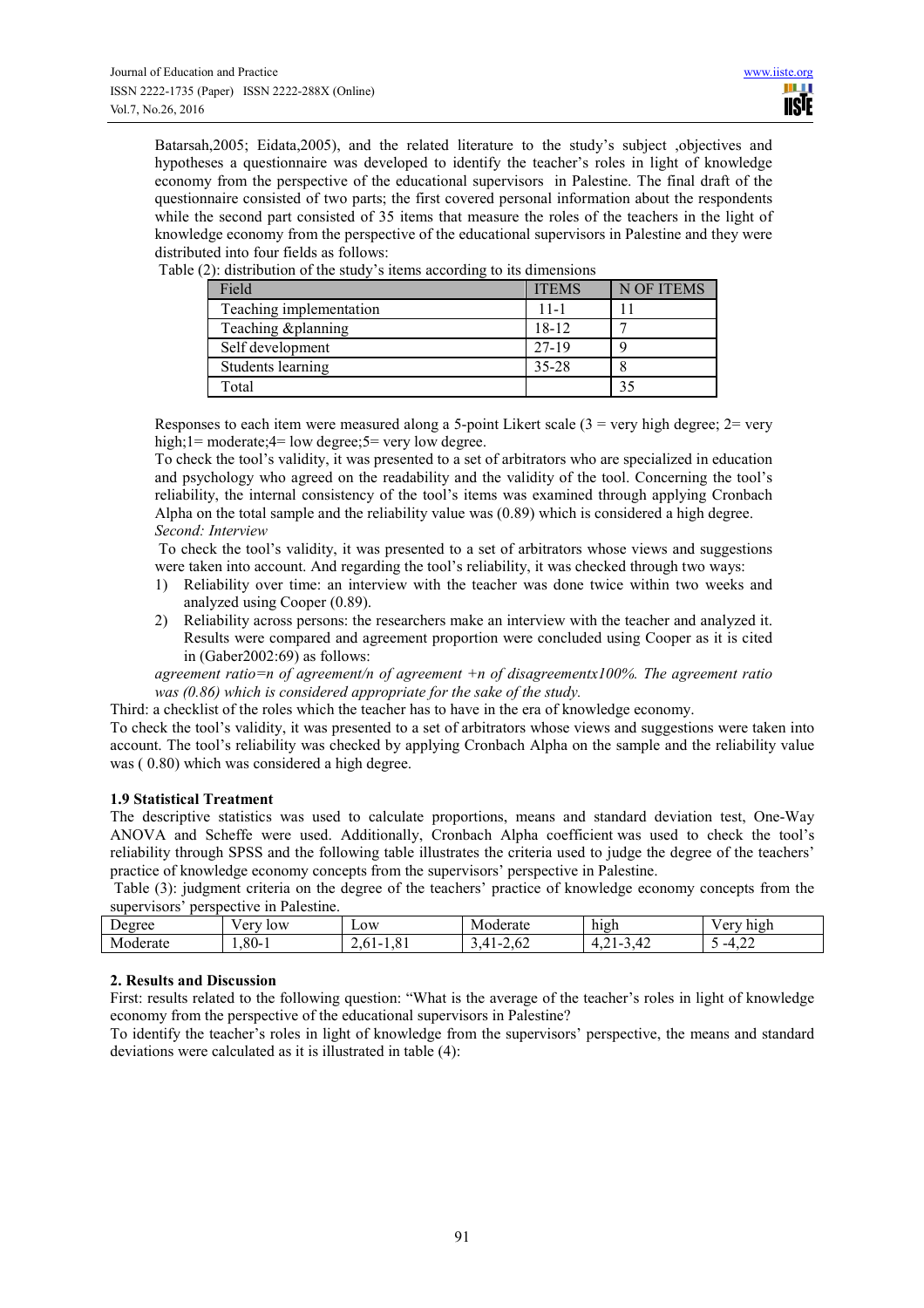Batarsah,2005; Eidata,2005), and the related literature to the study's subject ,objectives and hypotheses a questionnaire was developed to identify the teacher's roles in light of knowledge economy from the perspective of the educational supervisors in Palestine. The final draft of the questionnaire consisted of two parts; the first covered personal information about the respondents while the second part consisted of 35 items that measure the roles of the teachers in the light of knowledge economy from the perspective of the educational supervisors in Palestine and they were distributed into four fields as follows:

Table (2): distribution of the study's items according to its dimensions

| Field | ITEMS | N OF ITEMS |
| --- | --- | --- |
| Teaching implementation | 11-1 | 11 |
| Teaching &planning | 18-12 | 7 |
| Self development | 27-19 | 9 |
| Students learning | 35-28 | 8 |
| Total | | 35 |

Responses to each item were measured along a 5-point Likert scale (3 = very high degree; 2= very high;1= moderate;4= low degree;5= very low degree.

To check the tool's validity, it was presented to a set of arbitrators who are specialized in education and psychology who agreed on the readability and the validity of the tool. Concerning the tool's reliability, the internal consistency of the tool's items was examined through applying Cronbach Alpha on the total sample and the reliability value was (0.89) which is considered a high degree.

*Second: Interview*

To check the tool's validity, it was presented to a set of arbitrators whose views and suggestions were taken into account. And regarding the tool's reliability, it was checked through two ways:

1) Reliability over time: an interview with the teacher was done twice within two weeks and analyzed using Cooper (0.89).
2) Reliability across persons: the researchers make an interview with the teacher and analyzed it. Results were compared and agreement proportion were concluded using Cooper as it is cited in (Gaber2002:69) as follows:

*agreement ratio=n of agreement/n of agreement +n of disagreementx100%. The agreement ratio was (0.86) which is considered appropriate for the sake of the study.*

Third: a checklist of the roles which the teacher has to have in the era of knowledge economy.

To check the tool's validity, it was presented to a set of arbitrators whose views and suggestions were taken into account. The tool's reliability was checked by applying Cronbach Alpha on the sample and the reliability value was ( 0.80) which was considered a high degree.

### 1.9 Statistical Treatment

The descriptive statistics was used to calculate proportions, means and standard deviation test, One-Way ANOVA and Scheffe were used. Additionally, Cronbach Alpha coefficient was used to check the tool's reliability through SPSS and the following table illustrates the criteria used to judge the degree of the teachers' practice of knowledge economy concepts from the supervisors' perspective in Palestine.

Table (3): judgment criteria on the degree of the teachers' practice of knowledge economy concepts from the supervisors' perspective in Palestine.

| Degree | Very low | Low | Moderate | high | Very high |
| --- | --- | --- | --- | --- | --- |
| Moderate | 1,80-1 | 2,61-1,81 | 3,41-2,62 | 4,21-3,42 | 5 -4,22 |

## 2. Results and Discussion

First: results related to the following question: "What is the average of the teacher's roles in light of knowledge economy from the perspective of the educational supervisors in Palestine?

To identify the teacher's roles in light of knowledge from the supervisors' perspective, the means and standard deviations were calculated as it is illustrated in table (4):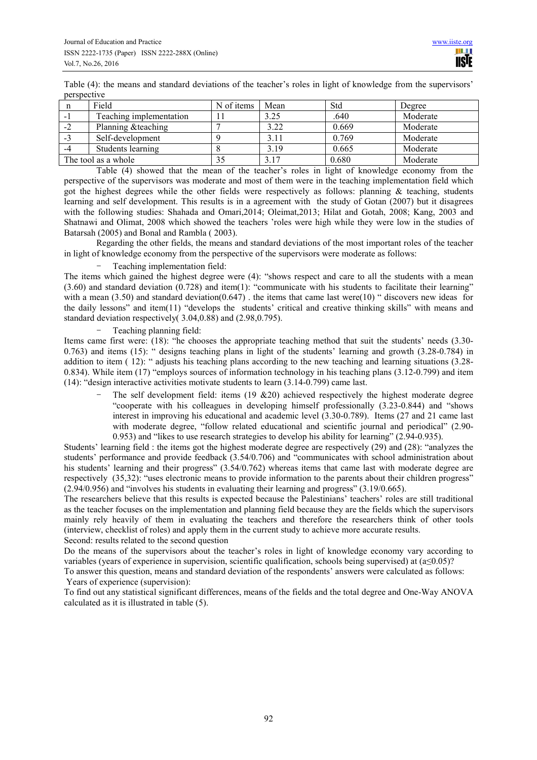Table (4): the means and standard deviations of the teacher's roles in light of knowledge from the supervisors' perspective

| n | Field | N of items | Mean | Std | Degree |
|---|---|---|---|---|---|
| -1 | Teaching implementation | 11 | 3.25 | .640 | Moderate |
| -2 | Planning &teaching | 7 | 3.22 | 0.669 | Moderate |
| -3 | Self-development | 9 | 3.11 | 0.769 | Moderate |
| -4 | Students learning | 8 | 3.19 | 0.665 | Moderate |
| The tool as a whole | | 35 | 3.17 | 0.680 | Moderate |

Table (4) showed that the mean of the teacher's roles in light of knowledge economy from the perspective of the supervisors was moderate and most of them were in the teaching implementation field which got the highest degrees while the other fields were respectively as follows: planning & teaching, students learning and self development. This results is in a agreement with the study of Gotan (2007) but it disagrees with the following studies: Shahada and Omari,2014; Oleimat,2013; Hilat and Gotah, 2008; Kang, 2003 and Shatnawi and Olimat, 2008 which showed the teachers 'roles were high while they were low in the studies of Batarsah (2005) and Bonal and Rambla ( 2003).

Regarding the other fields, the means and standard deviations of the most important roles of the teacher in light of knowledge economy from the perspective of the supervisors were moderate as follows:

- Teaching implementation field:

The items which gained the highest degree were (4): "shows respect and care to all the students with a mean (3.60) and standard deviation (0.728) and item(1): "communicate with his students to facilitate their learning" with a mean (3.50) and standard deviation(0.647) . the items that came last were(10) " discovers new ideas for the daily lessons" and item(11) "develops the students' critical and creative thinking skills" with means and standard deviation respectively( 3.04,0.88) and (2.98,0.795).

- Teaching planning field:

Items came first were: (18): "he chooses the appropriate teaching method that suit the students' needs (3.30-0.763) and items (15): " designs teaching plans in light of the students' learning and growth (3.28-0.784) in addition to item ( 12): " adjusts his teaching plans according to the new teaching and learning situations (3.28-0.834). While item (17) "employs sources of information technology in his teaching plans (3.12-0.799) and item (14): "design interactive activities motivate students to learn (3.14-0.799) came last.

- The self development field: items (19 &20) achieved respectively the highest moderate degree "cooperate with his colleagues in developing himself professionally (3.23-0.844) and "shows interest in improving his educational and academic level (3.30-0.789). Items (27 and 21 came last with moderate degree, "follow related educational and scientific journal and periodical" (2.90-0.953) and "likes to use research strategies to develop his ability for learning" (2.94-0.935).

Students' learning field : the items got the highest moderate degree are respectively (29) and (28): "analyzes the students' performance and provide feedback (3.54/0.706) and "communicates with school administration about his students' learning and their progress" (3.54/0.762) whereas items that came last with moderate degree are respectively (35,32): "uses electronic means to provide information to the parents about their children progress" (2.94/0.956) and "involves his students in evaluating their learning and progress" (3.19/0.665).

The researchers believe that this results is expected because the Palestinians' teachers' roles are still traditional as the teacher focuses on the implementation and planning field because they are the fields which the supervisors mainly rely heavily of them in evaluating the teachers and therefore the researchers think of other tools (interview, checklist of roles) and apply them in the current study to achieve more accurate results.

Second: results related to the second question

Do the means of the supervisors about the teacher's roles in light of knowledge economy vary according to variables (years of experience in supervision, scientific qualification, schools being supervised) at ($a \leq 0.05$)?

To answer this question, means and standard deviation of the respondents' answers were calculated as follows:

Years of experience (supervision):

To find out any statistical significant differences, means of the fields and the total degree and One-Way ANOVA calculated as it is illustrated in table (5).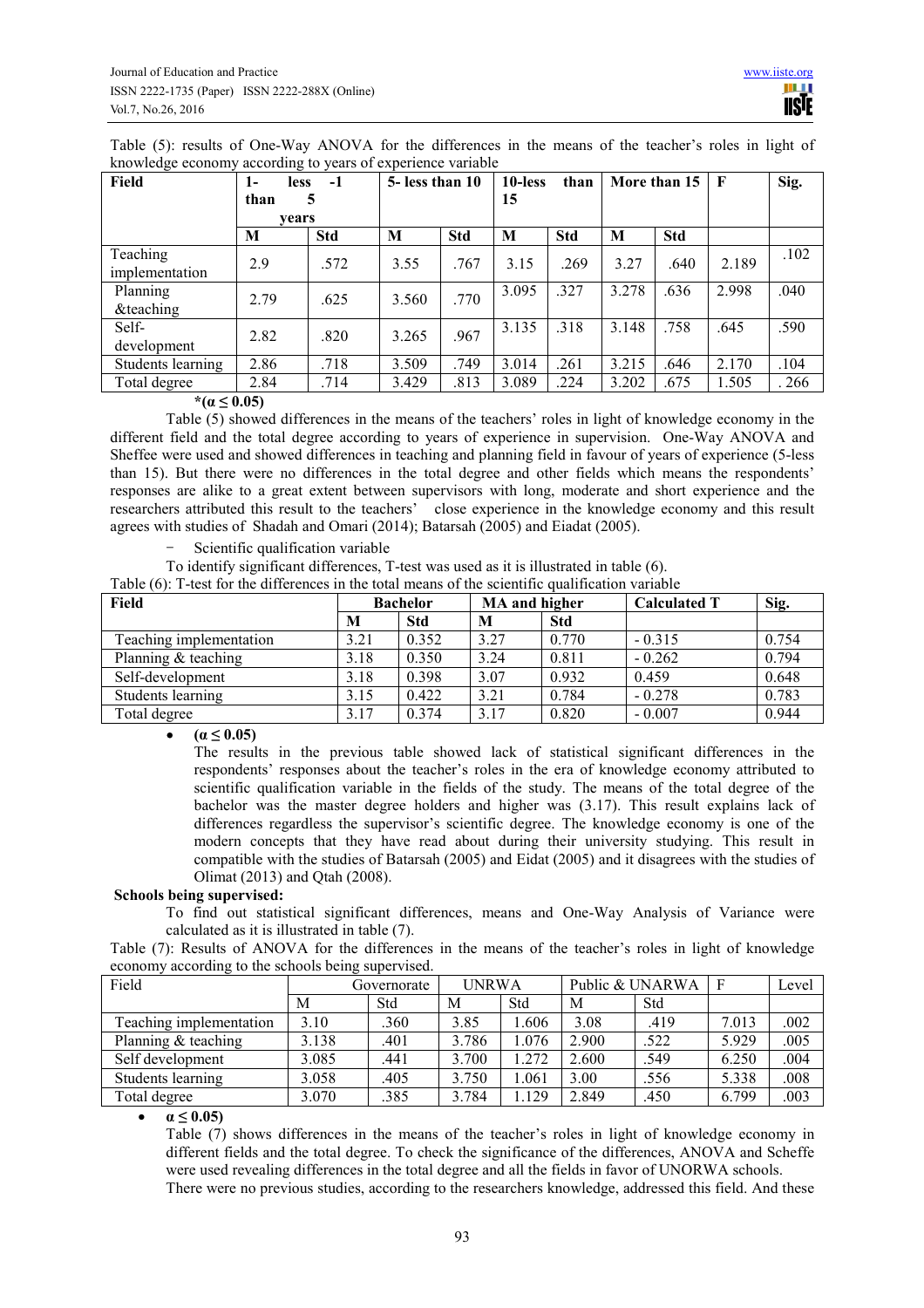Table (5): results of One-Way ANOVA for the differences in the means of the teacher's roles in light of knowledge economy according to years of experience variable

| Field | 1- less than 5 years -1 | | 5- less than 10 | | 10-less than 15 | | More than 15 | | F | Sig. |
|---|---|---|---|---|---|---|---|---|---|---|
| | M | Std | M | Std | M | Std | M | Std | | |
| Teaching implementation | 2.9 | .572 | 3.55 | .767 | 3.15 | .269 | 3.27 | .640 | 2.189 | .102 |
| Planning &teaching | 2.79 | .625 | 3.560 | .770 | 3.095 | .327 | 3.278 | .636 | 2.998 | .040 |
| Self-development | 2.82 | .820 | 3.265 | .967 | 3.135 | .318 | 3.148 | .758 | .645 | .590 |
| Students learning | 2.86 | .718 | 3.509 | .749 | 3.014 | .261 | 3.215 | .646 | 2.170 | .104 |
| Total degree | 2.84 | .714 | 3.429 | .813 | 3.089 | .224 | 3.202 | .675 | 1.505 | . 266 |

**\*($\alpha \leq 0.05$)**

Table (5) showed differences in the means of the teachers' roles in light of knowledge economy in the different field and the total degree according to years of experience in supervision. One-Way ANOVA and Sheffee were used and showed differences in teaching and planning field in favour of years of experience (5-less than 15). But there were no differences in the total degree and other fields which means the respondents' responses are alike to a great extent between supervisors with long, moderate and short experience and the researchers attributed this result to the teachers' close experience in the knowledge economy and this result agrees with studies of Shadah and Omari (2014); Batarsah (2005) and Eiadat (2005).

- Scientific qualification variable

To identify significant differences, T-test was used as it is illustrated in table (6).

Table (6): T-test for the differences in the total means of the scientific qualification variable

| Field | Bachelor | | MA and higher | | Calculated T | Sig. |
|---|---|---|---|---|---|---|
| | M | Std | M | Std | | |
| Teaching implementation | 3.21 | 0.352 | 3.27 | 0.770 | - 0.315 | 0.754 |
| Planning & teaching | 3.18 | 0.350 | 3.24 | 0.811 | - 0.262 | 0.794 |
| Self-development | 3.18 | 0.398 | 3.07 | 0.932 | 0.459 | 0.648 |
| Students learning | 3.15 | 0.422 | 3.21 | 0.784 | - 0.278 | 0.783 |
| Total degree | 3.17 | 0.374 | 3.17 | 0.820 | - 0.007 | 0.944 |

- **($\alpha \leq 0.05$)**

  The results in the previous table showed lack of statistical significant differences in the respondents' responses about the teacher's roles in the era of knowledge economy attributed to scientific qualification variable in the fields of the study. The means of the total degree of the bachelor was the master degree holders and higher was (3.17). This result explains lack of differences regardless the supervisor's scientific degree. The knowledge economy is one of the modern concepts that they have read about during their university studying. This result in compatible with the studies of Batarsah (2005) and Eidat (2005) and it disagrees with the studies of Olimat (2013) and Qtah (2008).

**Schools being supervised:**

To find out statistical significant differences, means and One-Way Analysis of Variance were calculated as it is illustrated in table (7).

Table (7): Results of ANOVA for the differences in the means of the teacher's roles in light of knowledge economy according to the schools being supervised.

| Field | Governorate | | UNRWA | | Public & UNARWA | | F | Level |
|---|---|---|---|---|---|---|---|---|
| | M | Std | M | Std | M | Std | | |
| Teaching implementation | 3.10 | .360 | 3.85 | 1.606 | 3.08 | .419 | 7.013 | .002 |
| Planning & teaching | 3.138 | .401 | 3.786 | 1.076 | 2.900 | .522 | 5.929 | .005 |
| Self development | 3.085 | .441 | 3.700 | 1.272 | 2.600 | .549 | 6.250 | .004 |
| Students learning | 3.058 | .405 | 3.750 | 1.061 | 3.00 | .556 | 5.338 | .008 |
| Total degree | 3.070 | .385 | 3.784 | 1.129 | 2.849 | .450 | 6.799 | .003 |

- **$\alpha \leq 0.05$)**

  Table (7) shows differences in the means of the teacher's roles in light of knowledge economy in different fields and the total degree. To check the significance of the differences, ANOVA and Scheffe were used revealing differences in the total degree and all the fields in favor of UNORWA schools.

  There were no previous studies, according to the researchers knowledge, addressed this field. And these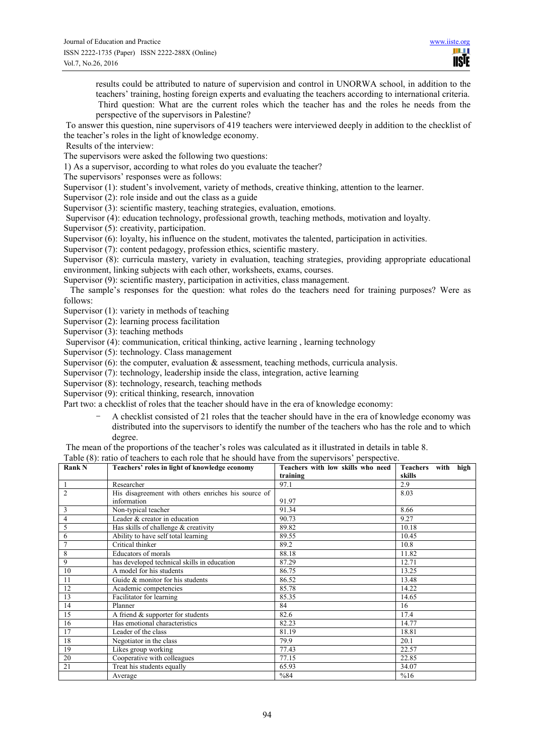results could be attributed to nature of supervision and control in UNORWA school, in addition to the teachers' training, hosting foreign experts and evaluating the teachers according to international criteria.

Third question: What are the current roles which the teacher has and the roles he needs from the perspective of the supervisors in Palestine?

To answer this question, nine supervisors of 419 teachers were interviewed deeply in addition to the checklist of the teacher's roles in the light of knowledge economy.

Results of the interview:

The supervisors were asked the following two questions:

1) As a supervisor, according to what roles do you evaluate the teacher?

The supervisors' responses were as follows:

Supervisor (1): student's involvement, variety of methods, creative thinking, attention to the learner.

Supervisor (2): role inside and out the class as a guide

Supervisor (3): scientific mastery, teaching strategies, evaluation, emotions.

Supervisor (4): education technology, professional growth, teaching methods, motivation and loyalty.

Supervisor (5): creativity, participation.

Supervisor (6): loyalty, his influence on the student, motivates the talented, participation in activities.

Supervisor (7): content pedagogy, profession ethics, scientific mastery.

Supervisor (8): curricula mastery, variety in evaluation, teaching strategies, providing appropriate educational environment, linking subjects with each other, worksheets, exams, courses.

Supervisor (9): scientific mastery, participation in activities, class management.

The sample's responses for the question: what roles do the teachers need for training purposes? Were as follows:

Supervisor (1): variety in methods of teaching

Supervisor (2): learning process facilitation

Supervisor (3): teaching methods

Supervisor (4): communication, critical thinking, active learning , learning technology

Supervisor (5): technology. Class management

Supervisor (6): the computer, evaluation & assessment, teaching methods, curricula analysis.

Supervisor (7): technology, leadership inside the class, integration, active learning

Supervisor (8): technology, research, teaching methods

Supervisor (9): critical thinking, research, innovation

Part two: a checklist of roles that the teacher should have in the era of knowledge economy:

- A checklist consisted of 21 roles that the teacher should have in the era of knowledge economy was distributed into the supervisors to identify the number of the teachers who has the role and to which degree.

The mean of the proportions of the teacher's roles was calculated as it illustrated in details in table 8.

Table (8): ratio of teachers to each role that he should have from the supervisors' perspective.

| Rank N | Teachers' roles in light of knowledge economy | Teachers with low skills who need training | Teachers with high skills |
|---|---|---|---|
| 1 | Researcher | 97.1 | 2.9 |
| 2 | His disagreement with others enriches his source of information | 91.97 | 8.03 |
| 3 | Non-typical teacher | 91.34 | 8.66 |
| 4 | Leader & creator in education | 90.73 | 9.27 |
| 5 | Has skills of challenge & creativity | 89.82 | 10.18 |
| 6 | Ability to have self total learning | 89.55 | 10.45 |
| 7 | Critical thinker | 89.2 | 10.8 |
| 8 | Educators of morals | 88.18 | 11.82 |
| 9 | has developed technical skills in education | 87.29 | 12.71 |
| 10 | A model for his students | 86.75 | 13.25 |
| 11 | Guide & monitor for his students | 86.52 | 13.48 |
| 12 | Academic competencies | 85.78 | 14.22 |
| 13 | Facilitator for learning | 85.35 | 14.65 |
| 14 | Planner | 84 | 16 |
| 15 | A friend & supporter for students | 82.6 | 17.4 |
| 16 | Has emotional characteristics | 82.23 | 14.77 |
| 17 | Leader of the class | 81.19 | 18.81 |
| 18 | Negotiator in the class | 79.9 | 20.1 |
| 19 | Likes group working | 77.43 | 22.57 |
| 20 | Cooperative with colleagues | 77.15 | 22.85 |
| 21 | Treat his students equally | 65.93 | 34.07 |
| | Average | %84 | %16 |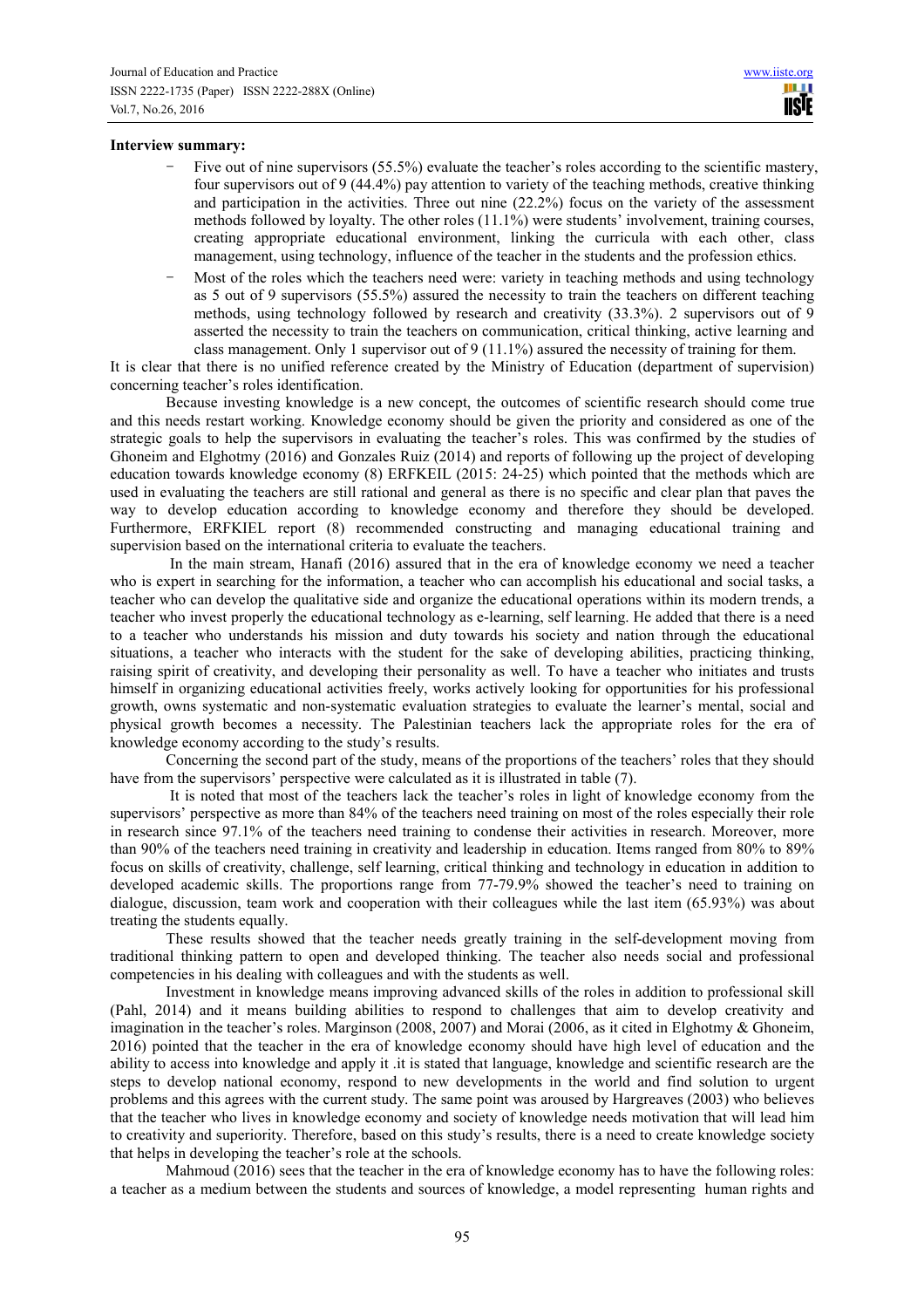**Interview summary:**

- Five out of nine supervisors (55.5%) evaluate the teacher's roles according to the scientific mastery, four supervisors out of 9 (44.4%) pay attention to variety of the teaching methods, creative thinking and participation in the activities. Three out nine (22.2%) focus on the variety of the assessment methods followed by loyalty. The other roles (11.1%) were students' involvement, training courses, creating appropriate educational environment, linking the curricula with each other, class management, using technology, influence of the teacher in the students and the profession ethics.
- Most of the roles which the teachers need were: variety in teaching methods and using technology as 5 out of 9 supervisors (55.5%) assured the necessity to train the teachers on different teaching methods, using technology followed by research and creativity (33.3%). 2 supervisors out of 9 asserted the necessity to train the teachers on communication, critical thinking, active learning and class management. Only 1 supervisor out of 9 (11.1%) assured the necessity of training for them.

It is clear that there is no unified reference created by the Ministry of Education (department of supervision) concerning teacher's roles identification.

Because investing knowledge is a new concept, the outcomes of scientific research should come true and this needs restart working. Knowledge economy should be given the priority and considered as one of the strategic goals to help the supervisors in evaluating the teacher's roles. This was confirmed by the studies of Ghoneim and Elghotmy (2016) and Gonzales Ruiz (2014) and reports of following up the project of developing education towards knowledge economy (8) ERFKEIL (2015: 24-25) which pointed that the methods which are used in evaluating the teachers are still rational and general as there is no specific and clear plan that paves the way to develop education according to knowledge economy and therefore they should be developed. Furthermore, ERFKIEL report (8) recommended constructing and managing educational training and supervision based on the international criteria to evaluate the teachers.

In the main stream, Hanafi (2016) assured that in the era of knowledge economy we need a teacher who is expert in searching for the information, a teacher who can accomplish his educational and social tasks, a teacher who can develop the qualitative side and organize the educational operations within its modern trends, a teacher who invest properly the educational technology as e-learning, self learning. He added that there is a need to a teacher who understands his mission and duty towards his society and nation through the educational situations, a teacher who interacts with the student for the sake of developing abilities, practicing thinking, raising spirit of creativity, and developing their personality as well. To have a teacher who initiates and trusts himself in organizing educational activities freely, works actively looking for opportunities for his professional growth, owns systematic and non-systematic evaluation strategies to evaluate the learner's mental, social and physical growth becomes a necessity. The Palestinian teachers lack the appropriate roles for the era of knowledge economy according to the study's results.

Concerning the second part of the study, means of the proportions of the teachers' roles that they should have from the supervisors' perspective were calculated as it is illustrated in table (7).

It is noted that most of the teachers lack the teacher's roles in light of knowledge economy from the supervisors' perspective as more than 84% of the teachers need training on most of the roles especially their role in research since 97.1% of the teachers need training to condense their activities in research. Moreover, more than 90% of the teachers need training in creativity and leadership in education. Items ranged from 80% to 89% focus on skills of creativity, challenge, self learning, critical thinking and technology in education in addition to developed academic skills. The proportions range from 77-79.9% showed the teacher's need to training on dialogue, discussion, team work and cooperation with their colleagues while the last item (65.93%) was about treating the students equally.

These results showed that the teacher needs greatly training in the self-development moving from traditional thinking pattern to open and developed thinking. The teacher also needs social and professional competencies in his dealing with colleagues and with the students as well.

Investment in knowledge means improving advanced skills of the roles in addition to professional skill (Pahl, 2014) and it means building abilities to respond to challenges that aim to develop creativity and imagination in the teacher's roles. Marginson (2008, 2007) and Morai (2006, as it cited in Elghotmy & Ghoneim, 2016) pointed that the teacher in the era of knowledge economy should have high level of education and the ability to access into knowledge and apply it .it is stated that language, knowledge and scientific research are the steps to develop national economy, respond to new developments in the world and find solution to urgent problems and this agrees with the current study. The same point was aroused by Hargreaves (2003) who believes that the teacher who lives in knowledge economy and society of knowledge needs motivation that will lead him to creativity and superiority. Therefore, based on this study's results, there is a need to create knowledge society that helps in developing the teacher's role at the schools.

Mahmoud (2016) sees that the teacher in the era of knowledge economy has to have the following roles: a teacher as a medium between the students and sources of knowledge, a model representing human rights and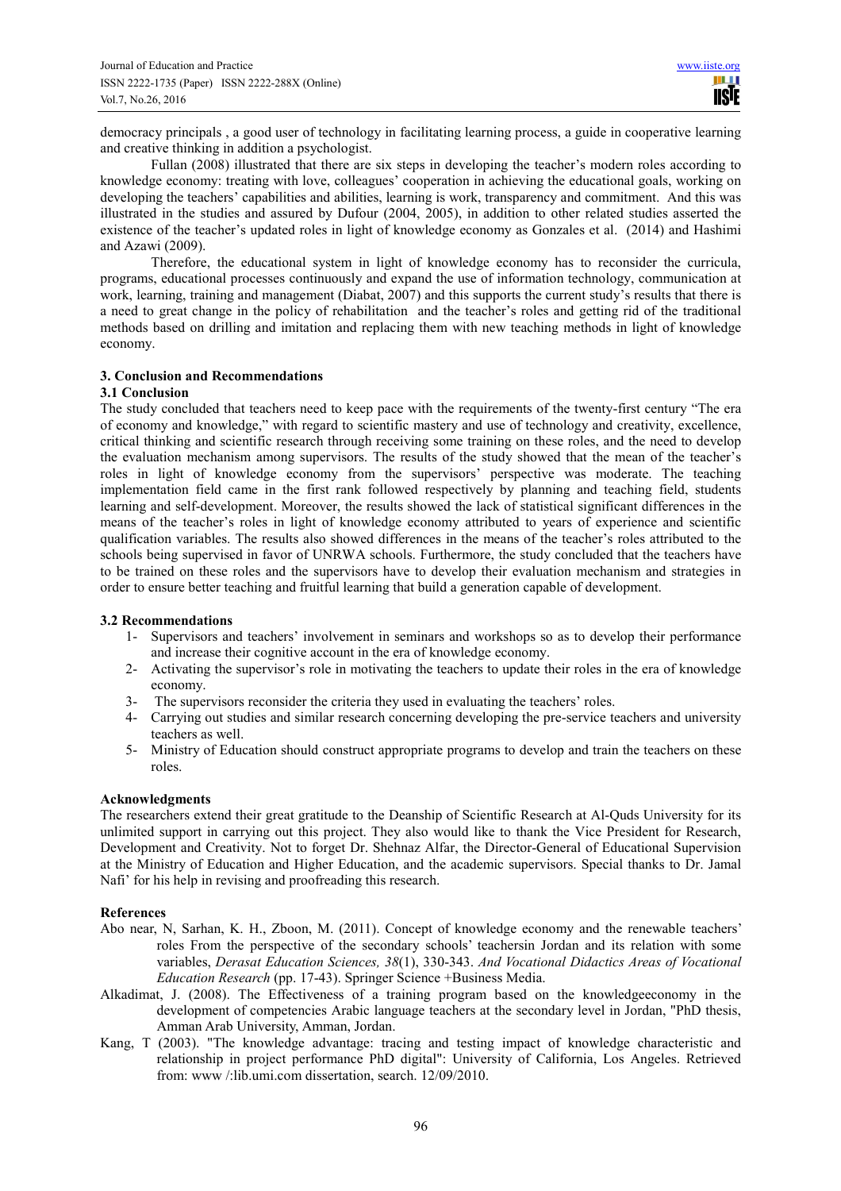democracy principals , a good user of technology in facilitating learning process, a guide in cooperative learning and creative thinking in addition a psychologist.

Fullan (2008) illustrated that there are six steps in developing the teacher's modern roles according to knowledge economy: treating with love, colleagues' cooperation in achieving the educational goals, working on developing the teachers' capabilities and abilities, learning is work, transparency and commitment. And this was illustrated in the studies and assured by Dufour (2004, 2005), in addition to other related studies asserted the existence of the teacher's updated roles in light of knowledge economy as Gonzales et al. (2014) and Hashimi and Azawi (2009).

Therefore, the educational system in light of knowledge economy has to reconsider the curricula, programs, educational processes continuously and expand the use of information technology, communication at work, learning, training and management (Diabat, 2007) and this supports the current study's results that there is a need to great change in the policy of rehabilitation and the teacher's roles and getting rid of the traditional methods based on drilling and imitation and replacing them with new teaching methods in light of knowledge economy.

## 3. Conclusion and Recommendations

### 3.1 Conclusion

The study concluded that teachers need to keep pace with the requirements of the twenty-first century "The era of economy and knowledge," with regard to scientific mastery and use of technology and creativity, excellence, critical thinking and scientific research through receiving some training on these roles, and the need to develop the evaluation mechanism among supervisors. The results of the study showed that the mean of the teacher's roles in light of knowledge economy from the supervisors' perspective was moderate. The teaching implementation field came in the first rank followed respectively by planning and teaching field, students learning and self-development. Moreover, the results showed the lack of statistical significant differences in the means of the teacher's roles in light of knowledge economy attributed to years of experience and scientific qualification variables. The results also showed differences in the means of the teacher's roles attributed to the schools being supervised in favor of UNRWA schools. Furthermore, the study concluded that the teachers have to be trained on these roles and the supervisors have to develop their evaluation mechanism and strategies in order to ensure better teaching and fruitful learning that build a generation capable of development.

### 3.2 Recommendations

1- Supervisors and teachers' involvement in seminars and workshops so as to develop their performance and increase their cognitive account in the era of knowledge economy.
2- Activating the supervisor's role in motivating the teachers to update their roles in the era of knowledge economy.
3- The supervisors reconsider the criteria they used in evaluating the teachers' roles.
4- Carrying out studies and similar research concerning developing the pre-service teachers and university teachers as well.
5- Ministry of Education should construct appropriate programs to develop and train the teachers on these roles.

### Acknowledgments

The researchers extend their great gratitude to the Deanship of Scientific Research at Al-Quds University for its unlimited support in carrying out this project. They also would like to thank the Vice President for Research, Development and Creativity. Not to forget Dr. Shehnaz Alfar, the Director-General of Educational Supervision at the Ministry of Education and Higher Education, and the academic supervisors. Special thanks to Dr. Jamal Nafi' for his help in revising and proofreading this research.

### References

Abo near, N, Sarhan, K. H., Zboon, M. (2011). Concept of knowledge economy and the renewable teachers' roles From the perspective of the secondary schools' teachersin Jordan and its relation with some variables, *Derasat Education Sciences, 38*(1), 330-343. *And Vocational Didactics Areas of Vocational Education Research* (pp. 17-43). Springer Science +Business Media.

Alkadimat, J. (2008). The Effectiveness of a training program based on the knowledgeeconomy in the development of competencies Arabic language teachers at the secondary level in Jordan, "PhD thesis, Amman Arab University, Amman, Jordan.

Kang, T (2003). "The knowledge advantage: tracing and testing impact of knowledge characteristic and relationship in project performance PhD digital": University of California, Los Angeles. Retrieved from: www /:lib.umi.com dissertation, search. 12/09/2010.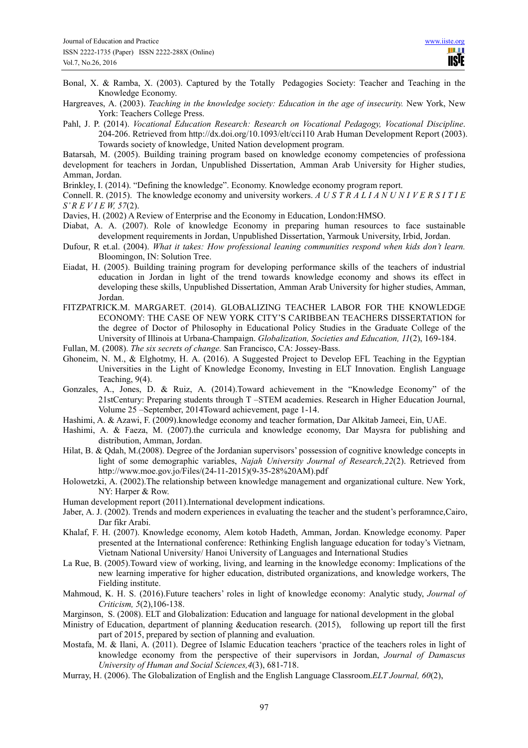Bonal, X. & Ramba, X. (2003). Captured by the Totally Pedagogies Society: Teacher and Teaching in the Knowledge Economy.

Hargreaves, A. (2003). *Teaching in the knowledge society: Education in the age of insecurity.* New York, New York: Teachers College Press.

Pahl, J. P. (2014). *Vocational Education Research: Research on Vocational Pedagogy, Vocational Discipline*. 204-206. Retrieved from http://dx.doi.org/10.1093/elt/cci110 Arab Human Development Report (2003). Towards society of knowledge, United Nation development program.

Batarsah, M. (2005). Building training program based on knowledge economy competencies of professiona development for teachers in Jordan, Unpublished Dissertation, Amman Arab University for Higher studies, Amman, Jordan.

Brinkley, I. (2014). "Defining the knowledge". Economy. Knowledge economy program report.

Connell. R. (2015). The knowledge economy and university workers. *A U S T R A L I A N U N I V E R S I T I E S' R E V I E W, 57*(2).

Davies, H. (2002) A Review of Enterprise and the Economy in Education, London:HMSO.

Diabat, A. A. (2007). Role of knowledge Economy in preparing human resources to face sustainable development requirements in Jordan, Unpublished Dissertation, Yarmouk University, Irbid, Jordan.

Dufour, R et.al. (2004). *What it takes: How professional leaning communities respond when kids don't learn.* Bloomingon, IN: Solution Tree.

Eiadat, H. (2005). Building training program for developing performance skills of the teachers of industrial education in Jordan in light of the trend towards knowledge economy and shows its effect in developing these skills, Unpublished Dissertation, Amman Arab University for higher studies, Amman, Jordan.

FITZPATRICK.M. MARGARET. (2014). GLOBALIZING TEACHER LABOR FOR THE KNOWLEDGE ECONOMY: THE CASE OF NEW YORK CITY'S CARIBBEAN TEACHERS DISSERTATION for the degree of Doctor of Philosophy in Educational Policy Studies in the Graduate College of the University of Illinois at Urbana-Champaign. *Globalization, Societies and Education, 11*(2), 169-184.

Fullan, M. (2008). *The six secrets of change.* San Francisco, CA: Jossey-Bass.

Ghoneim, N. M., & Elghotmy, H. A. (2016). A Suggested Project to Develop EFL Teaching in the Egyptian Universities in the Light of Knowledge Economy, Investing in ELT Innovation. English Language Teaching, 9(4).

Gonzales, A., Jones, D. & Ruiz, A. (2014).Toward achievement in the "Knowledge Economy" of the 21stCentury: Preparing students through T –STEM academies. Research in Higher Education Journal, Volume 25 –September, 2014Toward achievement, page 1-14.

Hashimi, A. & Azawi, F. (2009).knowledge economy and teacher formation, Dar Alkitab Jameei, Ein, UAE.

Hashimi, A. & Faeza, M. (2007).the curricula and knowledge economy, Dar Maysra for publishing and distribution, Amman, Jordan.

Hilat, B. & Qdah, M.(2008). Degree of the Jordanian supervisors' possession of cognitive knowledge concepts in light of some demographic variables, *Najah University Journal of Research,22*(2). Retrieved from http://www.moe.gov.jo/Files/(24-11-2015)(9-35-28%20AM).pdf

Holowetzki, A. (2002).The relationship between knowledge management and organizational culture. New York, NY: Harper & Row.

Human development report (2011).International development indications.

Jaber, A. J. (2002). Trends and modern experiences in evaluating the teacher and the student's perforamnce,Cairo, Dar fikr Arabi.

Khalaf, F. H. (2007). Knowledge economy, Alem kotob Hadeth, Amman, Jordan. Knowledge economy. Paper presented at the International conference: Rethinking English language education for today's Vietnam, Vietnam National University/ Hanoi University of Languages and International Studies

La Rue, B. (2005).Toward view of working, living, and learning in the knowledge economy: Implications of the new learning imperative for higher education, distributed organizations, and knowledge workers, The Fielding institute.

Mahmoud, K. H. S. (2016).Future teachers' roles in light of knowledge economy: Analytic study, *Journal of Criticism, 5*(2),106-138.

Marginson, S. (2008). ELT and Globalization: Education and language for national development in the global

Ministry of Education, department of planning &education research. (2015), following up report till the first part of 2015, prepared by section of planning and evaluation.

Mostafa, M. & Ilani, A. (2011). Degree of Islamic Education teachers 'practice of the teachers roles in light of knowledge economy from the perspective of their supervisors in Jordan, *Journal of Damascus University of Human and Social Sciences,4*(3), 681-718.

Murray, H. (2006). The Globalization of English and the English Language Classroom.*ELT Journal, 60*(2),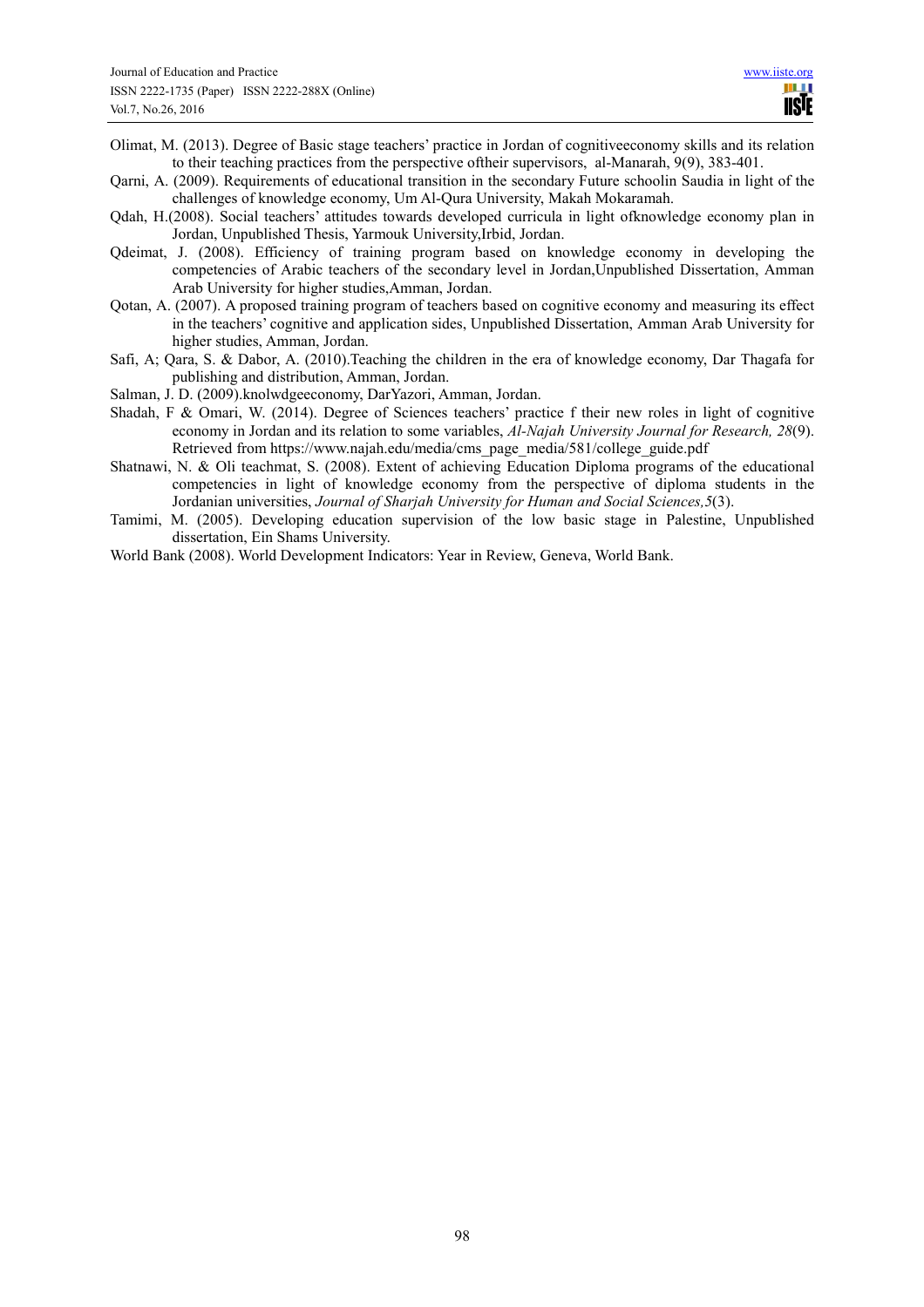Olimat, M. (2013). Degree of Basic stage teachers' practice in Jordan of cognitiveeconomy skills and its relation to their teaching practices from the perspective oftheir supervisors, al-Manarah, 9(9), 383-401.

Qarni, A. (2009). Requirements of educational transition in the secondary Future schoolin Saudia in light of the challenges of knowledge economy, Um Al-Qura University, Makah Mokaramah.

Qdah, H.(2008). Social teachers' attitudes towards developed curricula in light ofknowledge economy plan in Jordan, Unpublished Thesis, Yarmouk University,Irbid, Jordan.

Qdeimat, J. (2008). Efficiency of training program based on knowledge economy in developing the competencies of Arabic teachers of the secondary level in Jordan,Unpublished Dissertation, Amman Arab University for higher studies,Amman, Jordan.

Qotan, A. (2007). A proposed training program of teachers based on cognitive economy and measuring its effect in the teachers' cognitive and application sides, Unpublished Dissertation, Amman Arab University for higher studies, Amman, Jordan.

Safi, A; Qara, S. & Dabor, A. (2010).Teaching the children in the era of knowledge economy, Dar Thagafa for publishing and distribution, Amman, Jordan.

Salman, J. D. (2009).knolwdgeeconomy, DarYazori, Amman, Jordan.

Shadah, F & Omari, W. (2014). Degree of Sciences teachers' practice f their new roles in light of cognitive economy in Jordan and its relation to some variables, *Al-Najah University Journal for Research, 28*(9). Retrieved from https://www.najah.edu/media/cms_page_media/581/college_guide.pdf

Shatnawi, N. & Oli teachmat, S. (2008). Extent of achieving Education Diploma programs of the educational competencies in light of knowledge economy from the perspective of diploma students in the Jordanian universities, *Journal of Sharjah University for Human and Social Sciences,5*(3).

Tamimi, M. (2005). Developing education supervision of the low basic stage in Palestine, Unpublished dissertation, Ein Shams University.

World Bank (2008). World Development Indicators: Year in Review, Geneva, World Bank.